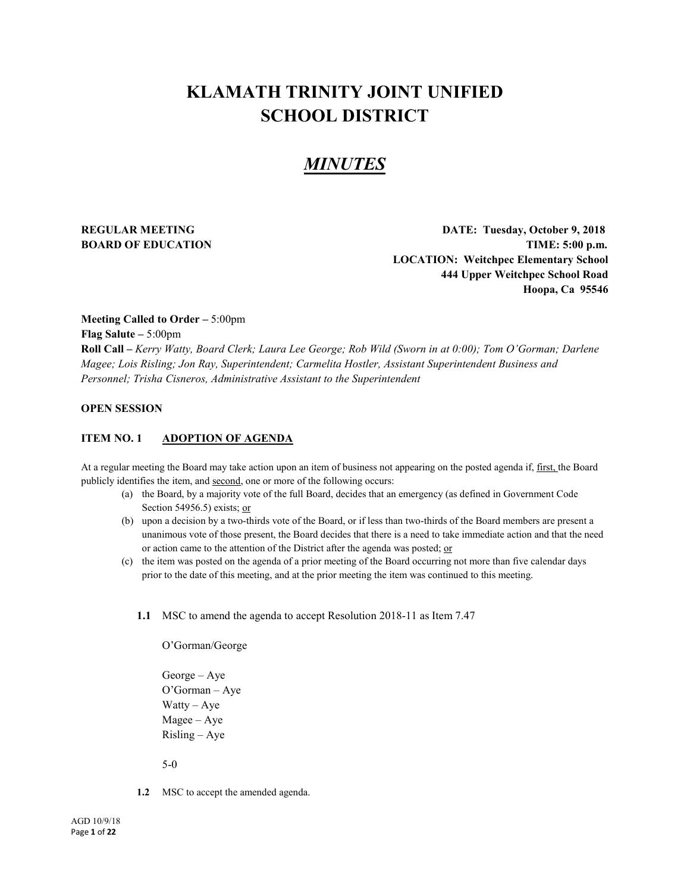# KLAMATH TRINITY JOINT UNIFIED SCHOOL DISTRICT

## *MINUTES*

**REGULAR MEETING**
**BOARD OF EDUCATION**

**DATE: Tuesday, October 9, 2018**
**TIME: 5:00 p.m.**
**LOCATION: Weitchpec Elementary School**
**444 Upper Weitchpec School Road**
**Hoopa, Ca 95546**

**Meeting Called to Order –** 5:00pm
**Flag Salute –** 5:00pm
**Roll Call –** *Kerry Watty, Board Clerk; Laura Lee George; Rob Wild (Sworn in at 0:00); Tom O'Gorman; Darlene Magee; Lois Risling; Jon Ray, Superintendent; Carmelita Hostler, Assistant Superintendent Business and Personnel; Trisha Cisneros, Administrative Assistant to the Superintendent*

**OPEN SESSION**

**ITEM NO. 1 ADOPTION OF AGENDA**

At a regular meeting the Board may take action upon an item of business not appearing on the posted agenda if, first, the Board publicly identifies the item, and second, one or more of the following occurs:

(a) the Board, by a majority vote of the full Board, decides that an emergency (as defined in Government Code Section 54956.5) exists; or

(b) upon a decision by a two-thirds vote of the Board, or if less than two-thirds of the Board members are present a unanimous vote of those present, the Board decides that there is a need to take immediate action and that the need or action came to the attention of the District after the agenda was posted; or

(c) the item was posted on the agenda of a prior meeting of the Board occurring not more than five calendar days prior to the date of this meeting, and at the prior meeting the item was continued to this meeting.

**1.1** MSC to amend the agenda to accept Resolution 2018-11 as Item 7.47

O'Gorman/George

George – Aye
O'Gorman – Aye
Watty – Aye
Magee – Aye
Risling – Aye

5-0

**1.2** MSC to accept the amended agenda.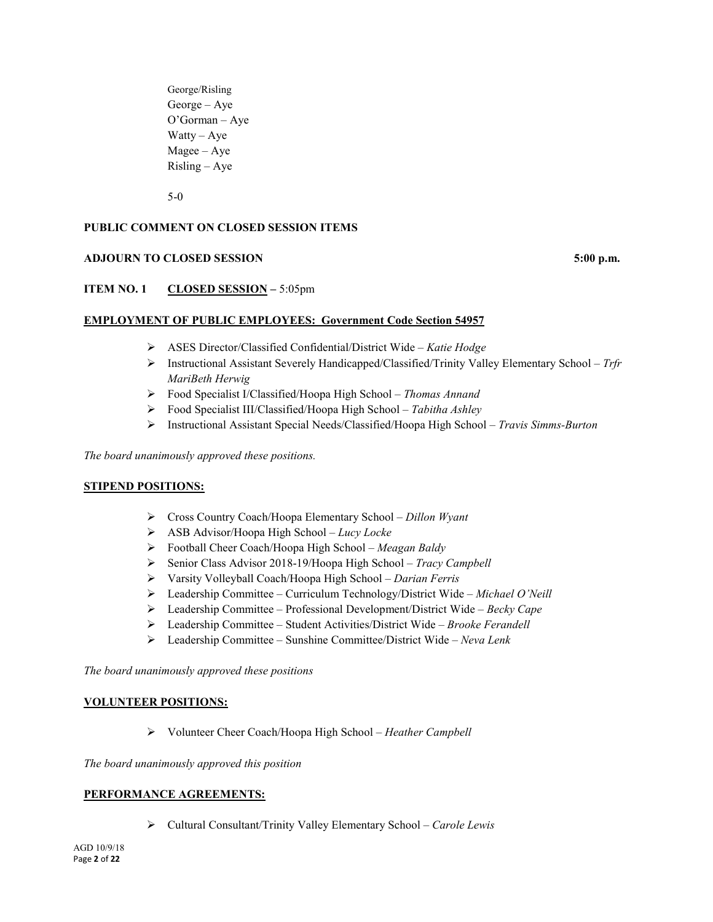George/Risling
George – Aye
O'Gorman – Aye
Watty – Aye
Magee – Aye
Risling – Aye

5-0

**PUBLIC COMMENT ON CLOSED SESSION ITEMS**

**ADJOURN TO CLOSED SESSION 5:00 p.m.**

**ITEM NO. 1 CLOSED SESSION –** 5:05pm

**EMPLOYMENT OF PUBLIC EMPLOYEES: Government Code Section 54957**

- ASES Director/Classified Confidential/District Wide – *Katie Hodge*
- Instructional Assistant Severely Handicapped/Classified/Trinity Valley Elementary School – *Trfr MariBeth Herwig*
- Food Specialist I/Classified/Hoopa High School – *Thomas Annand*
- Food Specialist III/Classified/Hoopa High School – *Tabitha Ashley*
- Instructional Assistant Special Needs/Classified/Hoopa High School – *Travis Simms-Burton*

*The board unanimously approved these positions.*

**STIPEND POSITIONS:**

- Cross Country Coach/Hoopa Elementary School – *Dillon Wyant*
- ASB Advisor/Hoopa High School – *Lucy Locke*
- Football Cheer Coach/Hoopa High School – *Meagan Baldy*
- Senior Class Advisor 2018-19/Hoopa High School – *Tracy Campbell*
- Varsity Volleyball Coach/Hoopa High School – *Darian Ferris*
- Leadership Committee – Curriculum Technology/District Wide – *Michael O'Neill*
- Leadership Committee – Professional Development/District Wide – *Becky Cape*
- Leadership Committee – Student Activities/District Wide – *Brooke Ferandell*
- Leadership Committee – Sunshine Committee/District Wide – *Neva Lenk*

*The board unanimously approved these positions*

**VOLUNTEER POSITIONS:**

- Volunteer Cheer Coach/Hoopa High School – *Heather Campbell*

*The board unanimously approved this position*

**PERFORMANCE AGREEMENTS:**

- Cultural Consultant/Trinity Valley Elementary School – *Carole Lewis*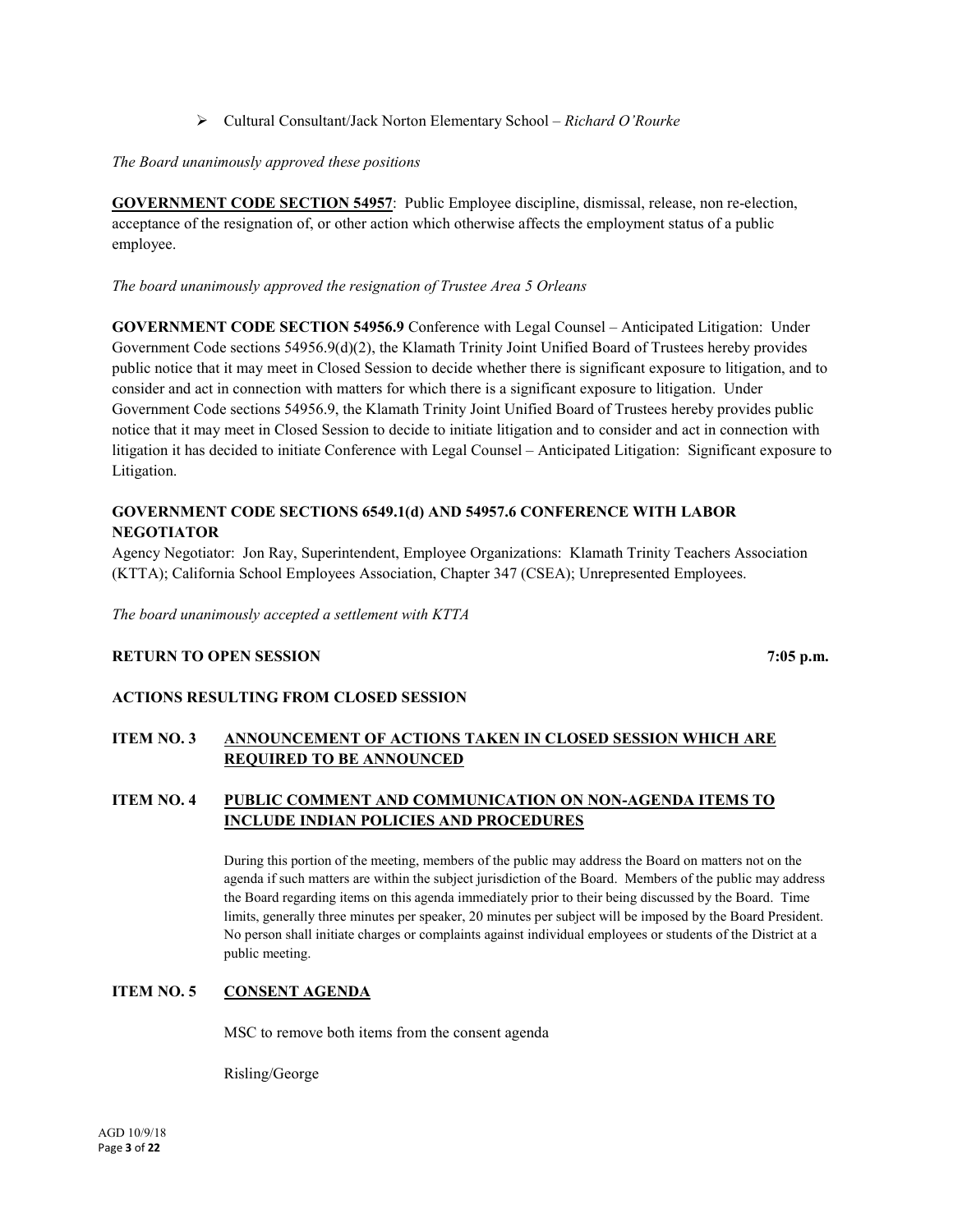- Cultural Consultant/Jack Norton Elementary School – *Richard O'Rourke*

*The Board unanimously approved these positions*

**GOVERNMENT CODE SECTION 54957**: Public Employee discipline, dismissal, release, non re-election, acceptance of the resignation of, or other action which otherwise affects the employment status of a public employee.

*The board unanimously approved the resignation of Trustee Area 5 Orleans*

**GOVERNMENT CODE SECTION 54956.9** Conference with Legal Counsel – Anticipated Litigation: Under Government Code sections 54956.9(d)(2), the Klamath Trinity Joint Unified Board of Trustees hereby provides public notice that it may meet in Closed Session to decide whether there is significant exposure to litigation, and to consider and act in connection with matters for which there is a significant exposure to litigation. Under Government Code sections 54956.9, the Klamath Trinity Joint Unified Board of Trustees hereby provides public notice that it may meet in Closed Session to decide to initiate litigation and to consider and act in connection with litigation it has decided to initiate Conference with Legal Counsel – Anticipated Litigation: Significant exposure to Litigation.

**GOVERNMENT CODE SECTIONS 6549.1(d) AND 54957.6 CONFERENCE WITH LABOR NEGOTIATOR**

Agency Negotiator: Jon Ray, Superintendent, Employee Organizations: Klamath Trinity Teachers Association (KTTA); California School Employees Association, Chapter 347 (CSEA); Unrepresented Employees.

*The board unanimously accepted a settlement with KTTA*

**RETURN TO OPEN SESSION** **7:05 p.m.**

**ACTIONS RESULTING FROM CLOSED SESSION**

**ITEM NO. 3** **<u>ANNOUNCEMENT OF ACTIONS TAKEN IN CLOSED SESSION WHICH ARE REQUIRED TO BE ANNOUNCED</u>**

**ITEM NO. 4** **<u>PUBLIC COMMENT AND COMMUNICATION ON NON-AGENDA ITEMS TO INCLUDE INDIAN POLICIES AND PROCEDURES</u>**

During this portion of the meeting, members of the public may address the Board on matters not on the agenda if such matters are within the subject jurisdiction of the Board. Members of the public may address the Board regarding items on this agenda immediately prior to their being discussed by the Board. Time limits, generally three minutes per speaker, 20 minutes per subject will be imposed by the Board President. No person shall initiate charges or complaints against individual employees or students of the District at a public meeting.

**ITEM NO. 5** **<u>CONSENT AGENDA</u>**

MSC to remove both items from the consent agenda

Risling/George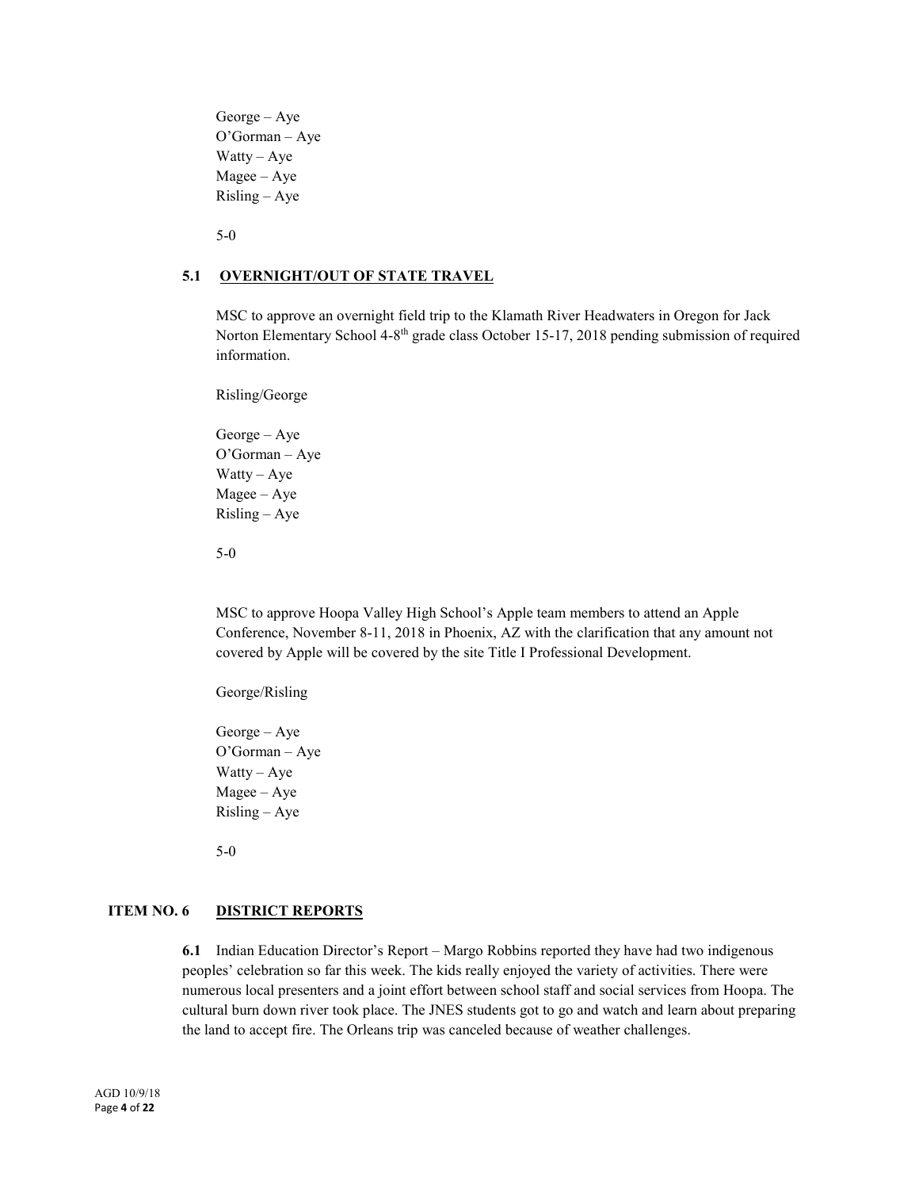George – Aye
O'Gorman – Aye
Watty – Aye
Magee – Aye
Risling – Aye

5-0

### 5.1 OVERNIGHT/OUT OF STATE TRAVEL

MSC to approve an overnight field trip to the Klamath River Headwaters in Oregon for Jack Norton Elementary School 4-8th grade class October 15-17, 2018 pending submission of required information.

Risling/George

George – Aye
O'Gorman – Aye
Watty – Aye
Magee – Aye
Risling – Aye

5-0

MSC to approve Hoopa Valley High School's Apple team members to attend an Apple Conference, November 8-11, 2018 in Phoenix, AZ with the clarification that any amount not covered by Apple will be covered by the site Title I Professional Development.

George/Risling

George – Aye
O'Gorman – Aye
Watty – Aye
Magee – Aye
Risling – Aye

5-0

## ITEM NO. 6 DISTRICT REPORTS

**6.1** Indian Education Director's Report – Margo Robbins reported they have had two indigenous peoples' celebration so far this week. The kids really enjoyed the variety of activities. There were numerous local presenters and a joint effort between school staff and social services from Hoopa. The cultural burn down river took place. The JNES students got to go and watch and learn about preparing the land to accept fire. The Orleans trip was canceled because of weather challenges.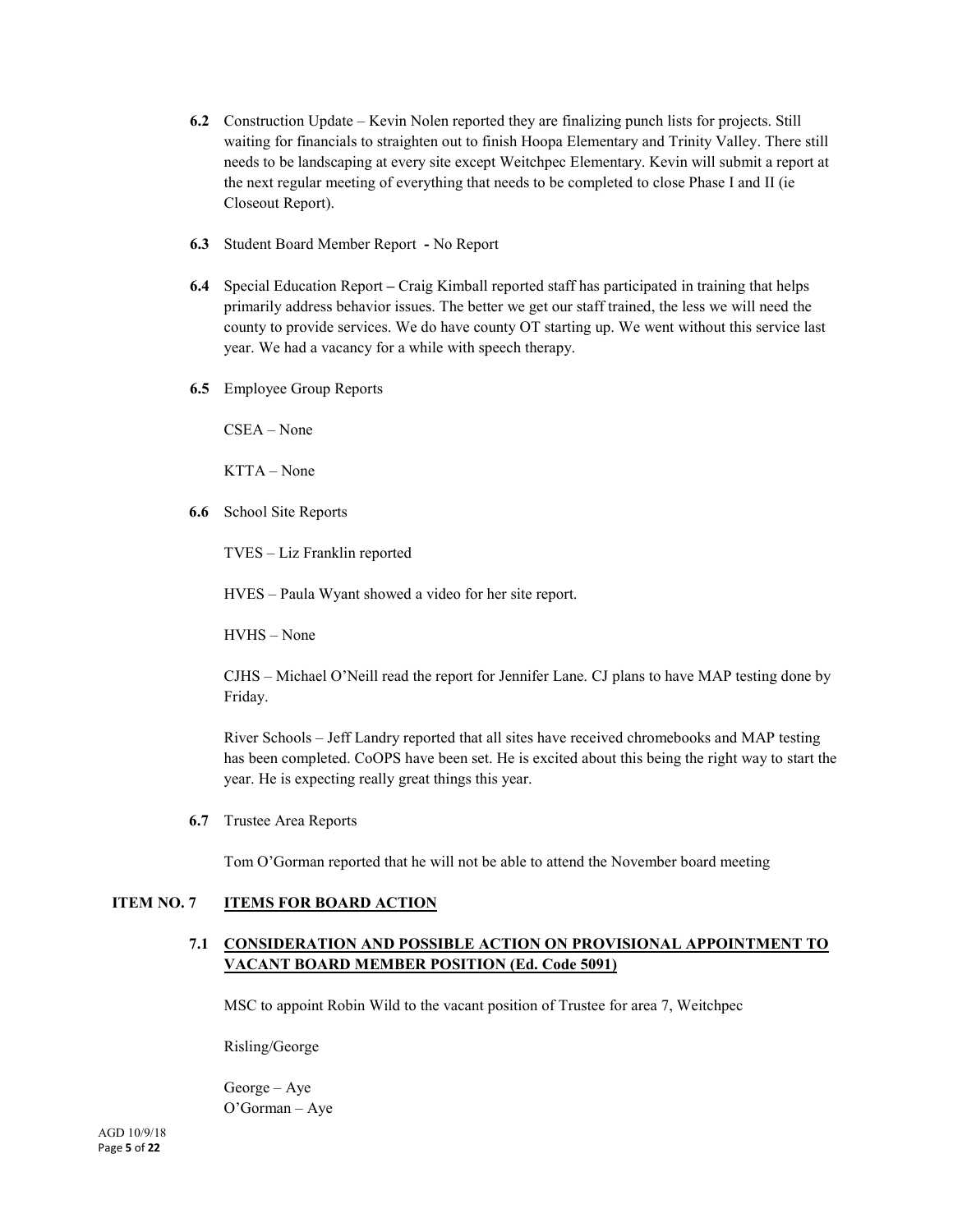**6.2** Construction Update – Kevin Nolen reported they are finalizing punch lists for projects. Still waiting for financials to straighten out to finish Hoopa Elementary and Trinity Valley. There still needs to be landscaping at every site except Weitchpec Elementary. Kevin will submit a report at the next regular meeting of everything that needs to be completed to close Phase I and II (ie Closeout Report).

**6.3** Student Board Member Report **-** No Report

**6.4** Special Education Report **–** Craig Kimball reported staff has participated in training that helps primarily address behavior issues. The better we get our staff trained, the less we will need the county to provide services. We do have county OT starting up. We went without this service last year. We had a vacancy for a while with speech therapy.

**6.5** Employee Group Reports

CSEA – None

KTTA – None

**6.6** School Site Reports

TVES – Liz Franklin reported

HVES – Paula Wyant showed a video for her site report.

HVHS – None

CJHS – Michael O'Neill read the report for Jennifer Lane. CJ plans to have MAP testing done by Friday.

River Schools – Jeff Landry reported that all sites have received chromebooks and MAP testing has been completed. CoOPS have been set. He is excited about this being the right way to start the year. He is expecting really great things this year.

**6.7** Trustee Area Reports

Tom O'Gorman reported that he will not be able to attend the November board meeting

## ITEM NO. 7 <u>ITEMS FOR BOARD ACTION</u>

### 7.1 <u>CONSIDERATION AND POSSIBLE ACTION ON PROVISIONAL APPOINTMENT TO VACANT BOARD MEMBER POSITION (Ed. Code 5091)</u>

MSC to appoint Robin Wild to the vacant position of Trustee for area 7, Weitchpec

Risling/George

George – Aye
O'Gorman – Aye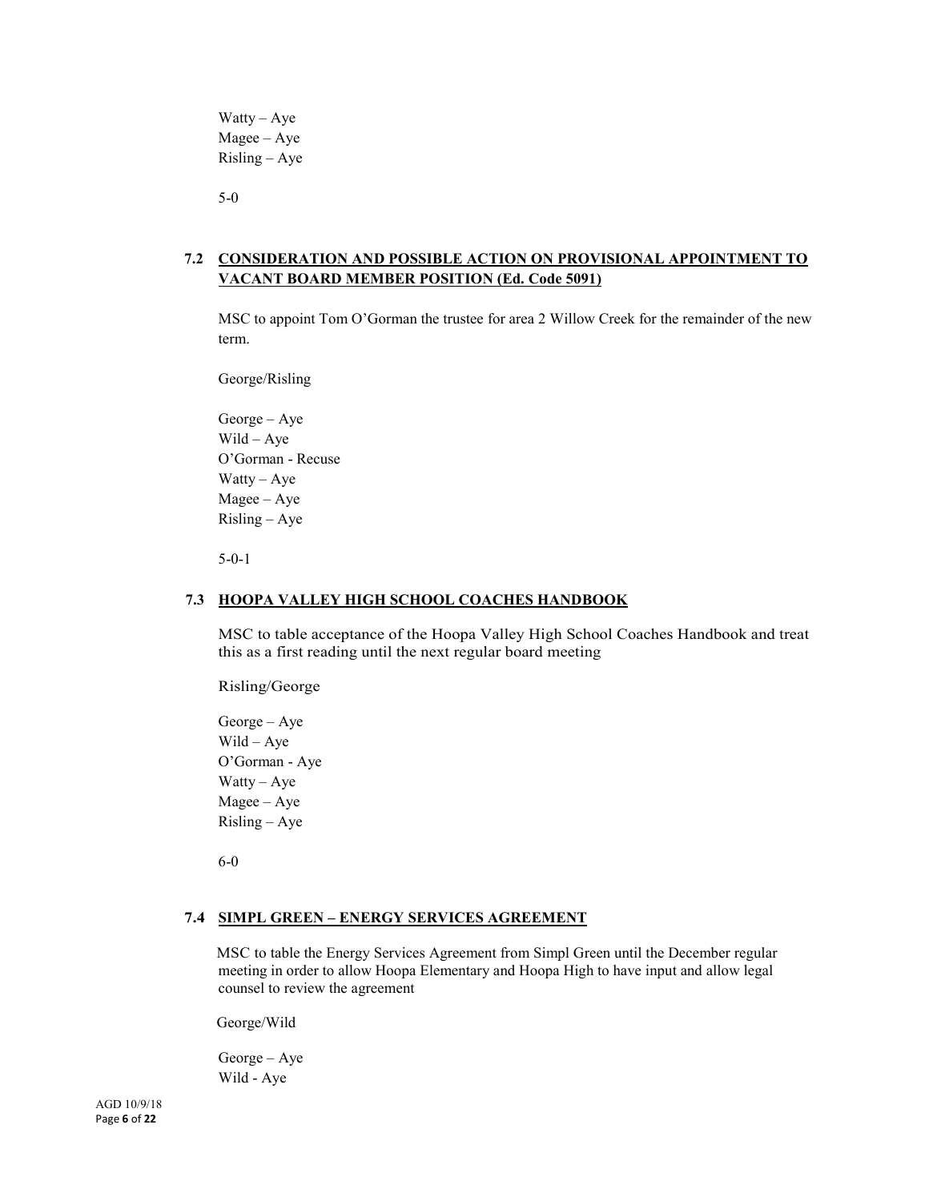Watty – Aye
Magee – Aye
Risling – Aye

5-0

### 7.2 CONSIDERATION AND POSSIBLE ACTION ON PROVISIONAL APPOINTMENT TO VACANT BOARD MEMBER POSITION (Ed. Code 5091)

MSC to appoint Tom O'Gorman the trustee for area 2 Willow Creek for the remainder of the new term.

George/Risling

George – Aye
Wild – Aye
O'Gorman - Recuse
Watty – Aye
Magee – Aye
Risling – Aye

5-0-1

### 7.3 HOOPA VALLEY HIGH SCHOOL COACHES HANDBOOK

MSC to table acceptance of the Hoopa Valley High School Coaches Handbook and treat this as a first reading until the next regular board meeting

Risling/George

George – Aye
Wild – Aye
O'Gorman - Aye
Watty – Aye
Magee – Aye
Risling – Aye

6-0

### 7.4 SIMPL GREEN – ENERGY SERVICES AGREEMENT

MSC to table the Energy Services Agreement from Simpl Green until the December regular meeting in order to allow Hoopa Elementary and Hoopa High to have input and allow legal counsel to review the agreement

George/Wild

George – Aye
Wild - Aye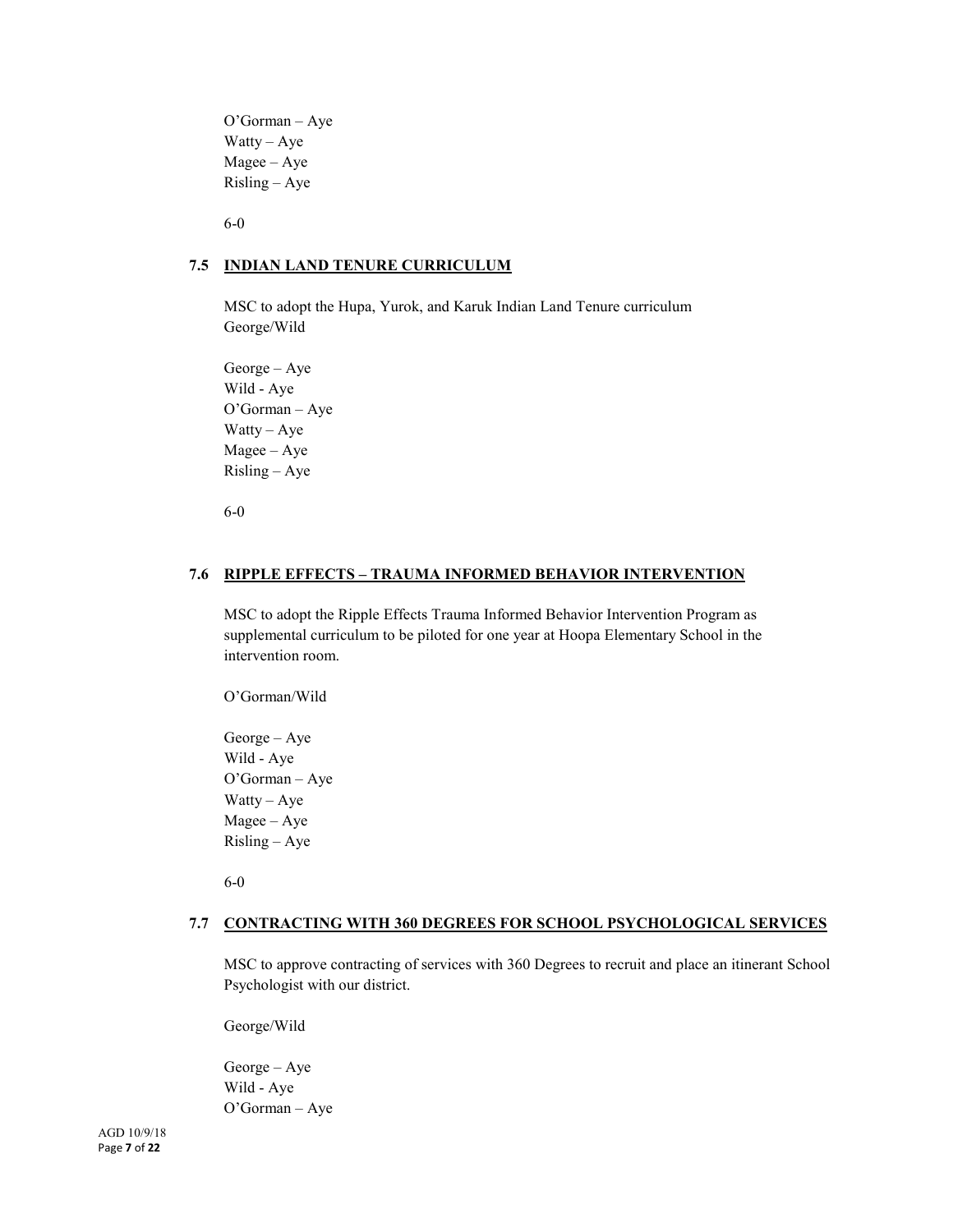O'Gorman – Aye
Watty – Aye
Magee – Aye
Risling – Aye

6-0

### 7.5 INDIAN LAND TENURE CURRICULUM

MSC to adopt the Hupa, Yurok, and Karuk Indian Land Tenure curriculum
George/Wild

George – Aye
Wild - Aye
O'Gorman – Aye
Watty – Aye
Magee – Aye
Risling – Aye

6-0

### 7.6 RIPPLE EFFECTS – TRAUMA INFORMED BEHAVIOR INTERVENTION

MSC to adopt the Ripple Effects Trauma Informed Behavior Intervention Program as supplemental curriculum to be piloted for one year at Hoopa Elementary School in the intervention room.

O'Gorman/Wild

George – Aye
Wild - Aye
O'Gorman – Aye
Watty – Aye
Magee – Aye
Risling – Aye

6-0

### 7.7 CONTRACTING WITH 360 DEGREES FOR SCHOOL PSYCHOLOGICAL SERVICES

MSC to approve contracting of services with 360 Degrees to recruit and place an itinerant School Psychologist with our district.

George/Wild

George – Aye
Wild - Aye
O'Gorman – Aye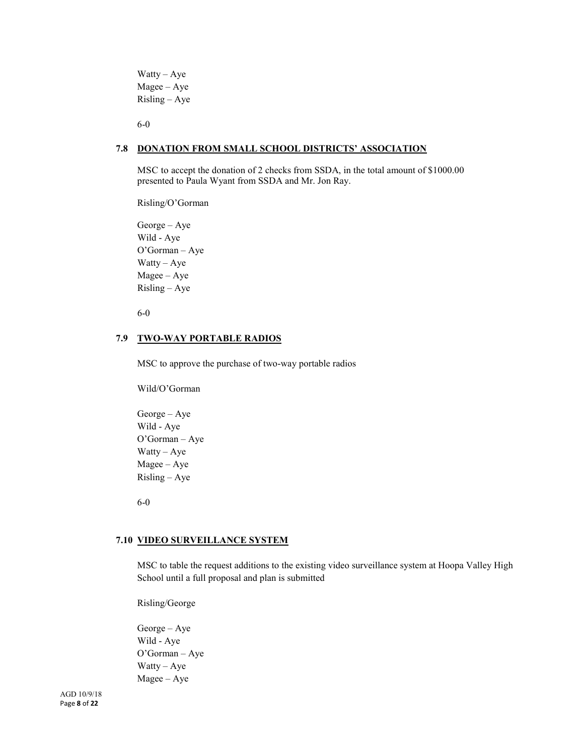Watty – Aye
Magee – Aye
Risling – Aye

6-0

### 7.8 DONATION FROM SMALL SCHOOL DISTRICTS' ASSOCIATION

MSC to accept the donation of 2 checks from SSDA, in the total amount of $1000.00 presented to Paula Wyant from SSDA and Mr. Jon Ray.

Risling/O'Gorman

George – Aye
Wild - Aye
O'Gorman – Aye
Watty – Aye
Magee – Aye
Risling – Aye

6-0

### 7.9 TWO-WAY PORTABLE RADIOS

MSC to approve the purchase of two-way portable radios

Wild/O'Gorman

George – Aye
Wild - Aye
O'Gorman – Aye
Watty – Aye
Magee – Aye
Risling – Aye

6-0

### 7.10 VIDEO SURVEILLANCE SYSTEM

MSC to table the request additions to the existing video surveillance system at Hoopa Valley High School until a full proposal and plan is submitted

Risling/George

George – Aye
Wild - Aye
O'Gorman – Aye
Watty – Aye
Magee – Aye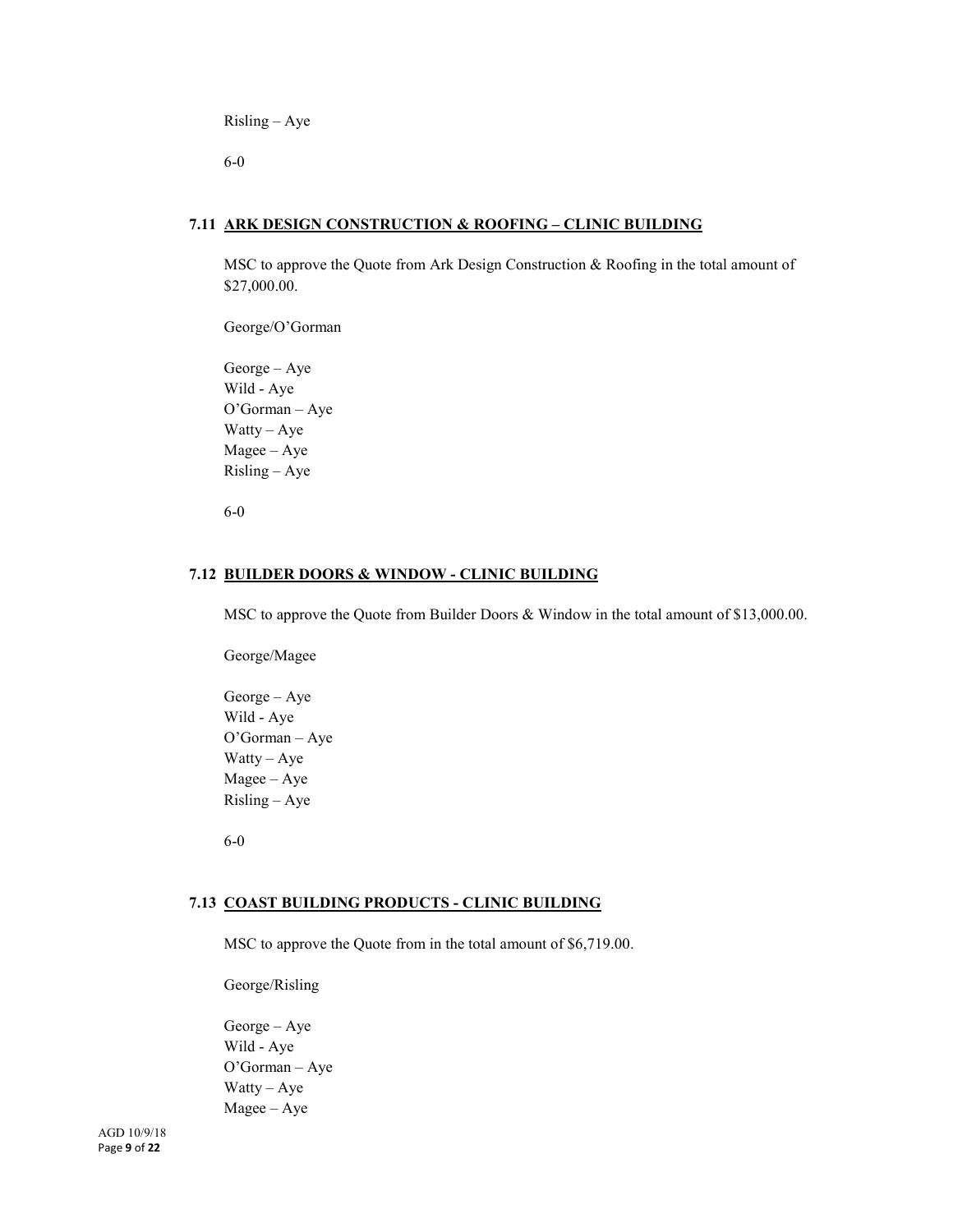Risling – Aye

6-0

### 7.11 ARK DESIGN CONSTRUCTION & ROOFING – CLINIC BUILDING

MSC to approve the Quote from Ark Design Construction & Roofing in the total amount of $27,000.00.

George/O'Gorman

George – Aye
Wild - Aye
O'Gorman – Aye
Watty – Aye
Magee – Aye
Risling – Aye

6-0

### 7.12 BUILDER DOORS & WINDOW - CLINIC BUILDING

MSC to approve the Quote from Builder Doors & Window in the total amount of $13,000.00.

George/Magee

George – Aye
Wild - Aye
O'Gorman – Aye
Watty – Aye
Magee – Aye
Risling – Aye

6-0

### 7.13 COAST BUILDING PRODUCTS - CLINIC BUILDING

MSC to approve the Quote from in the total amount of $6,719.00.

George/Risling

George – Aye
Wild - Aye
O'Gorman – Aye
Watty – Aye
Magee – Aye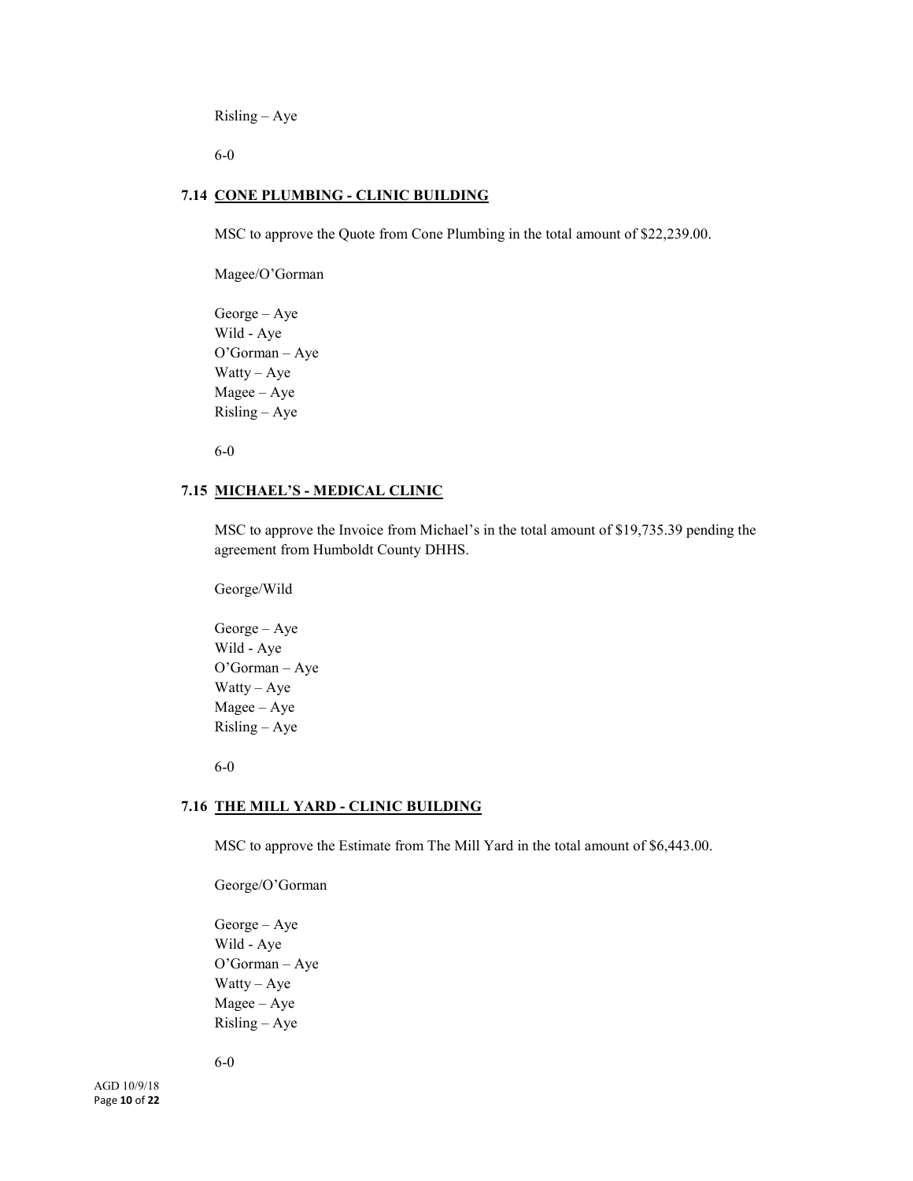Risling – Aye

6-0

### 7.14 CONE PLUMBING - CLINIC BUILDING

MSC to approve the Quote from Cone Plumbing in the total amount of $22,239.00.

Magee/O'Gorman

George – Aye  
Wild - Aye  
O'Gorman – Aye  
Watty – Aye  
Magee – Aye  
Risling – Aye

6-0

### 7.15 MICHAEL'S - MEDICAL CLINIC

MSC to approve the Invoice from Michael's in the total amount of $19,735.39 pending the agreement from Humboldt County DHHS.

George/Wild

George – Aye  
Wild - Aye  
O'Gorman – Aye  
Watty – Aye  
Magee – Aye  
Risling – Aye

6-0

### 7.16 THE MILL YARD - CLINIC BUILDING

MSC to approve the Estimate from The Mill Yard in the total amount of $6,443.00.

George/O'Gorman

George – Aye  
Wild - Aye  
O'Gorman – Aye  
Watty – Aye  
Magee – Aye  
Risling – Aye

6-0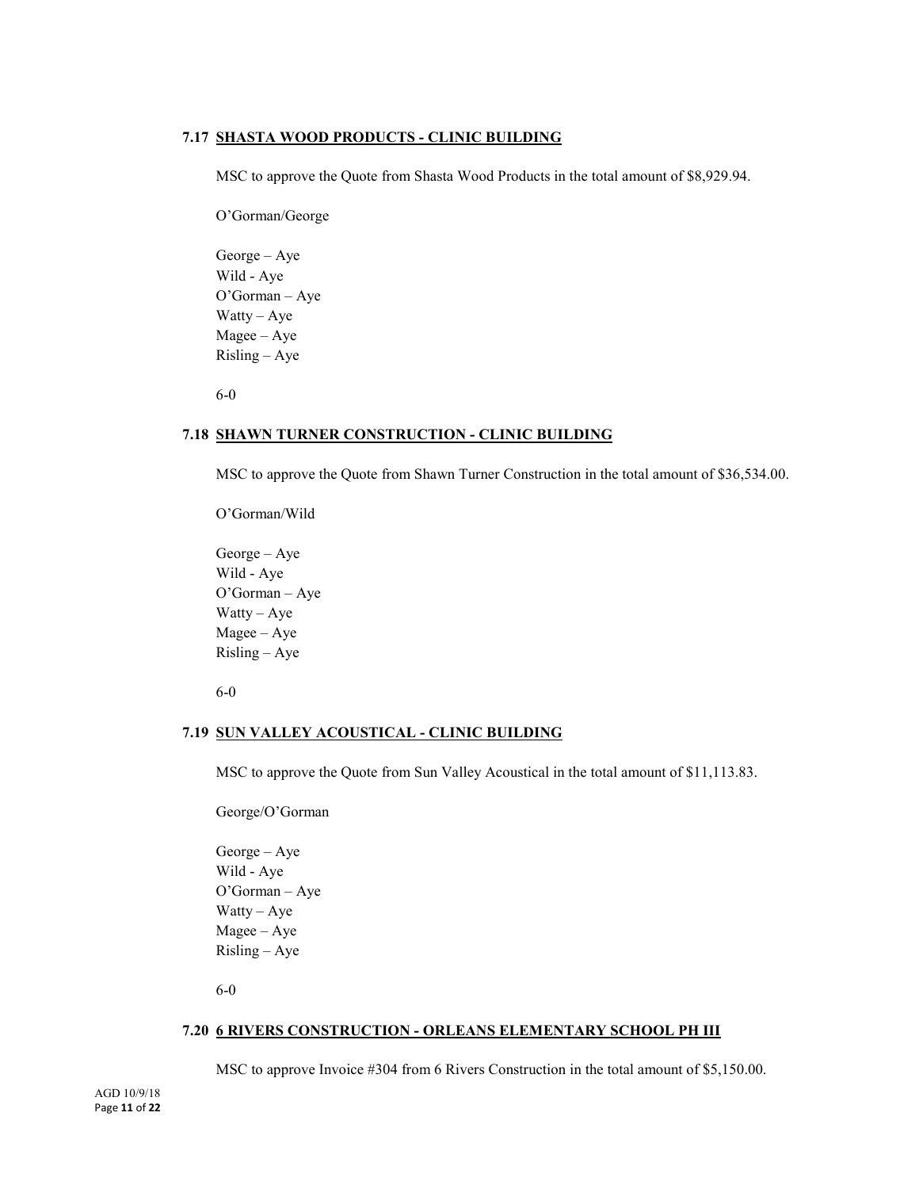### 7.17 SHASTA WOOD PRODUCTS - CLINIC BUILDING

MSC to approve the Quote from Shasta Wood Products in the total amount of $8,929.94.

O'Gorman/George

George – Aye
Wild - Aye
O'Gorman – Aye
Watty – Aye
Magee – Aye
Risling – Aye

6-0

### 7.18 SHAWN TURNER CONSTRUCTION - CLINIC BUILDING

MSC to approve the Quote from Shawn Turner Construction in the total amount of $36,534.00.

O'Gorman/Wild

George – Aye
Wild - Aye
O'Gorman – Aye
Watty – Aye
Magee – Aye
Risling – Aye

6-0

### 7.19 SUN VALLEY ACOUSTICAL - CLINIC BUILDING

MSC to approve the Quote from Sun Valley Acoustical in the total amount of $11,113.83.

George/O'Gorman

George – Aye
Wild - Aye
O'Gorman – Aye
Watty – Aye
Magee – Aye
Risling – Aye

6-0

### 7.20 6 RIVERS CONSTRUCTION - ORLEANS ELEMENTARY SCHOOL PH III

MSC to approve Invoice #304 from 6 Rivers Construction in the total amount of $5,150.00.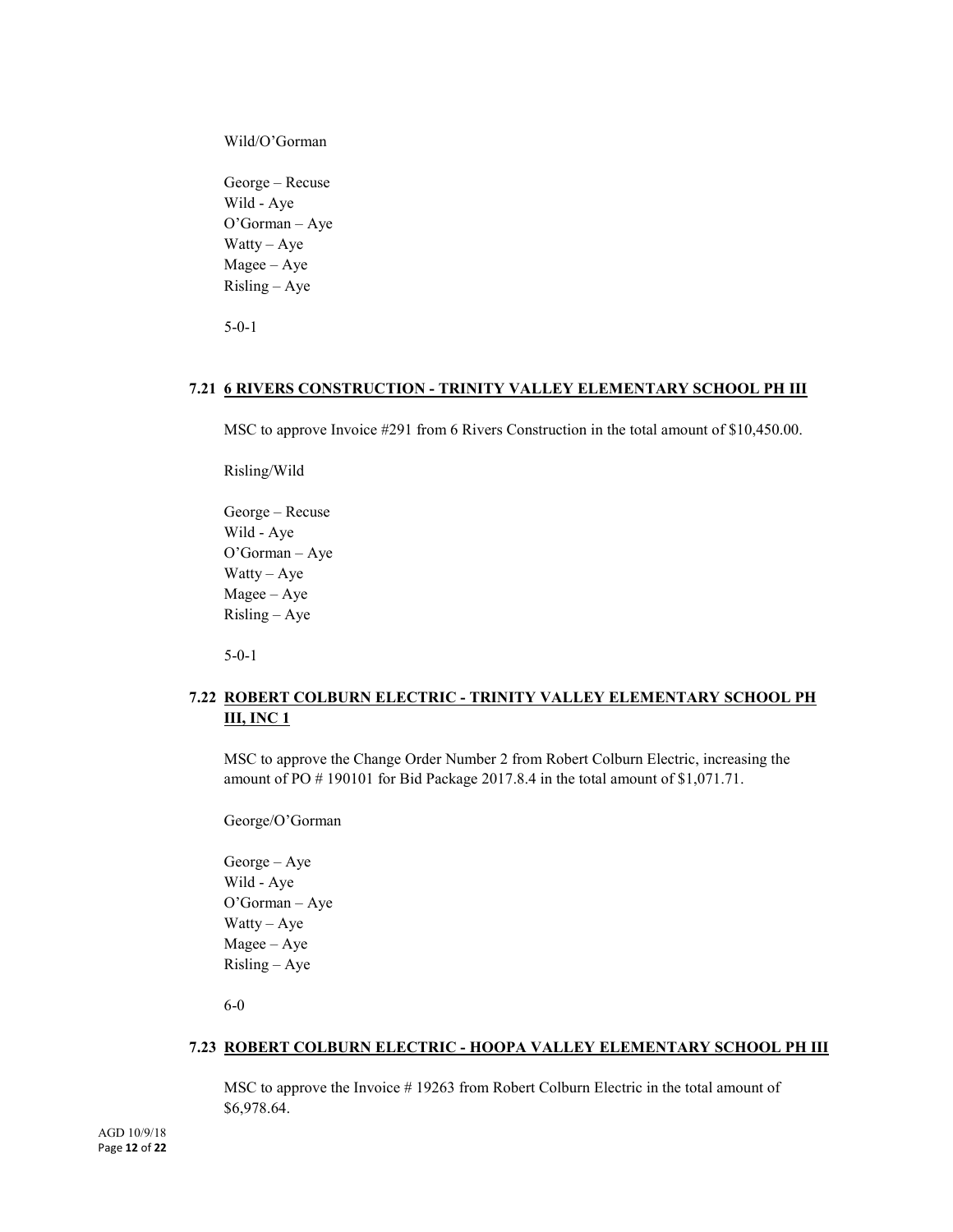Wild/O'Gorman

George – Recuse
Wild - Aye
O'Gorman – Aye
Watty – Aye
Magee – Aye
Risling – Aye

5-0-1

### 7.21 6 RIVERS CONSTRUCTION - TRINITY VALLEY ELEMENTARY SCHOOL PH III

MSC to approve Invoice #291 from 6 Rivers Construction in the total amount of $10,450.00.

Risling/Wild

George – Recuse
Wild - Aye
O'Gorman – Aye
Watty – Aye
Magee – Aye
Risling – Aye

5-0-1

### 7.22 ROBERT COLBURN ELECTRIC - TRINITY VALLEY ELEMENTARY SCHOOL PH III, INC 1

MSC to approve the Change Order Number 2 from Robert Colburn Electric, increasing the amount of PO # 190101 for Bid Package 2017.8.4 in the total amount of $1,071.71.

George/O'Gorman

George – Aye
Wild - Aye
O'Gorman – Aye
Watty – Aye
Magee – Aye
Risling – Aye

6-0

### 7.23 ROBERT COLBURN ELECTRIC - HOOPA VALLEY ELEMENTARY SCHOOL PH III

MSC to approve the Invoice # 19263 from Robert Colburn Electric in the total amount of $6,978.64.

AGD 10/9/18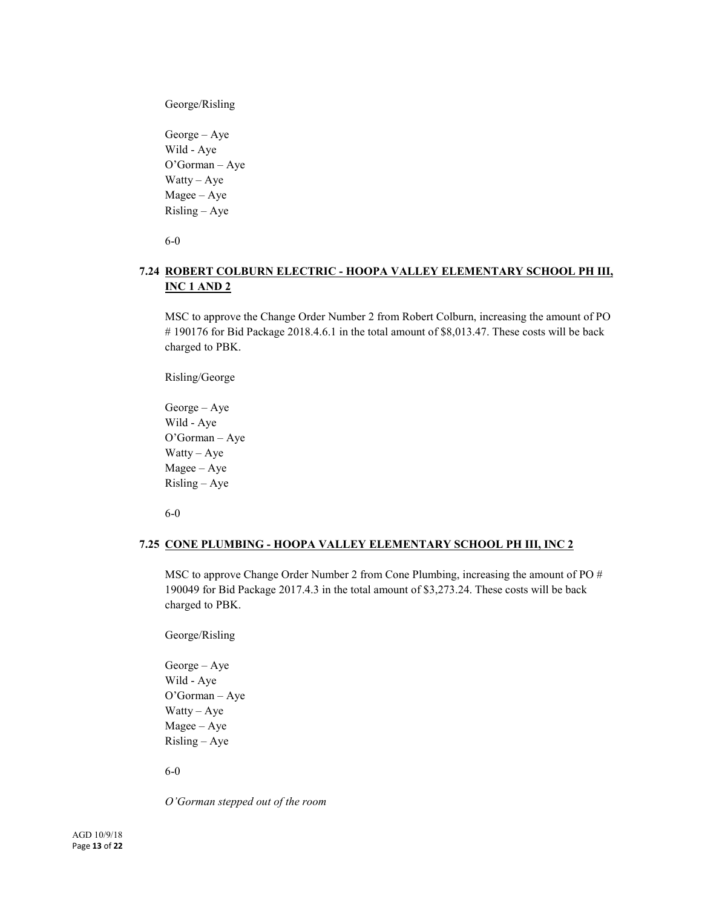George/Risling

George – Aye
Wild - Aye
O'Gorman – Aye
Watty – Aye
Magee – Aye
Risling – Aye

6-0

### 7.24 ROBERT COLBURN ELECTRIC - HOOPA VALLEY ELEMENTARY SCHOOL PH III, INC 1 AND 2

MSC to approve the Change Order Number 2 from Robert Colburn, increasing the amount of PO # 190176 for Bid Package 2018.4.6.1 in the total amount of $8,013.47. These costs will be back charged to PBK.

Risling/George

George – Aye
Wild - Aye
O'Gorman – Aye
Watty – Aye
Magee – Aye
Risling – Aye

6-0

### 7.25 CONE PLUMBING - HOOPA VALLEY ELEMENTARY SCHOOL PH III, INC 2

MSC to approve Change Order Number 2 from Cone Plumbing, increasing the amount of PO # 190049 for Bid Package 2017.4.3 in the total amount of $3,273.24. These costs will be back charged to PBK.

George/Risling

George – Aye
Wild - Aye
O'Gorman – Aye
Watty – Aye
Magee – Aye
Risling – Aye

6-0

*O'Gorman stepped out of the room*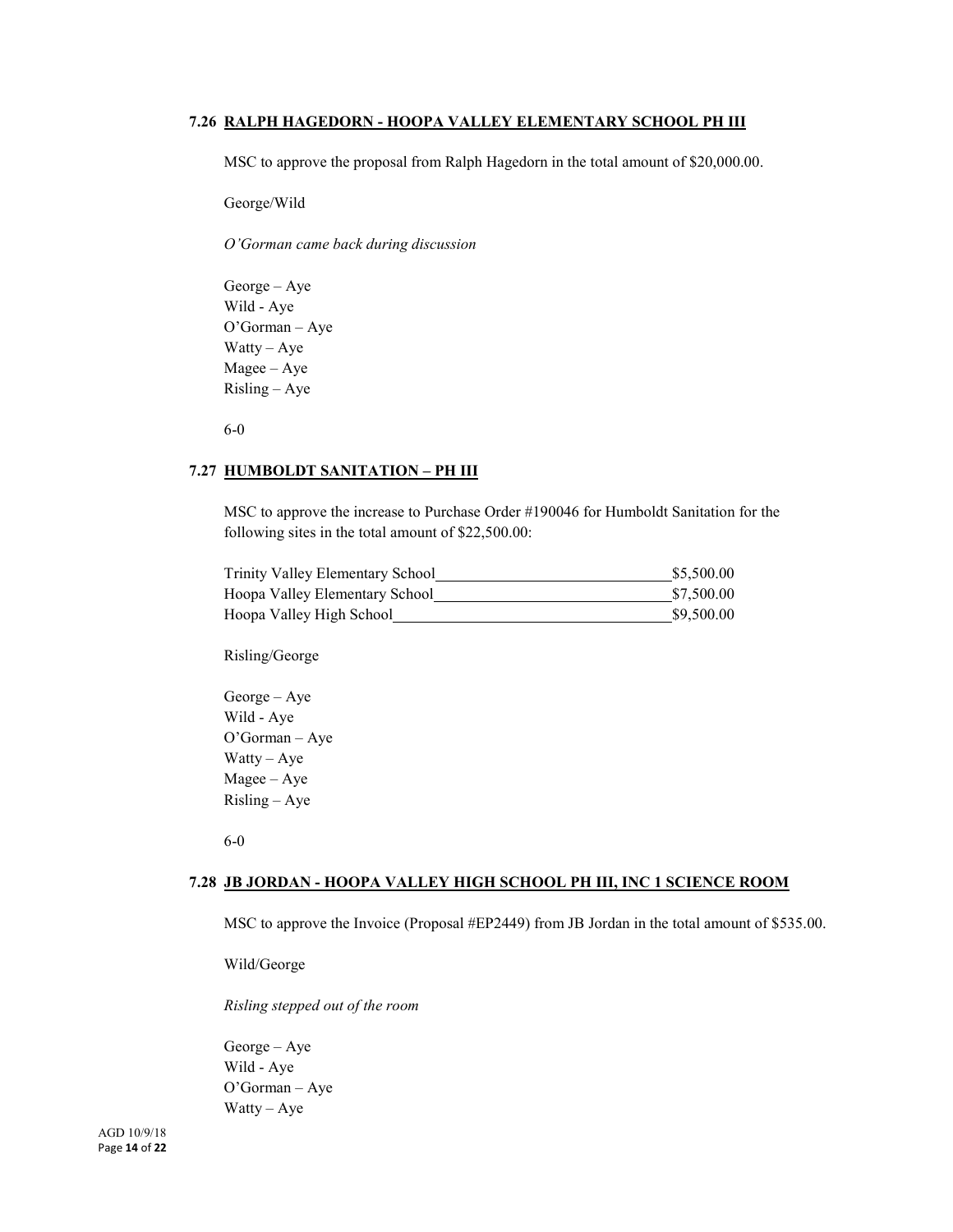**7.26 RALPH HAGEDORN - HOOPA VALLEY ELEMENTARY SCHOOL PH III**

MSC to approve the proposal from Ralph Hagedorn in the total amount of $20,000.00.

George/Wild

*O'Gorman came back during discussion*

George – Aye
Wild - Aye
O'Gorman – Aye
Watty – Aye
Magee – Aye
Risling – Aye

6-0

**7.27 HUMBOLDT SANITATION – PH III**

MSC to approve the increase to Purchase Order #190046 for Humboldt Sanitation for the following sites in the total amount of $22,500.00:

| | |
|---|---|
| Trinity Valley Elementary School | $5,500.00 |
| Hoopa Valley Elementary School | $7,500.00 |
| Hoopa Valley High School | $9,500.00 |

Risling/George

George – Aye
Wild - Aye
O'Gorman – Aye
Watty – Aye
Magee – Aye
Risling – Aye

6-0

**7.28 JB JORDAN - HOOPA VALLEY HIGH SCHOOL PH III, INC 1 SCIENCE ROOM**

MSC to approve the Invoice (Proposal #EP2449) from JB Jordan in the total amount of $535.00.

Wild/George

*Risling stepped out of the room*

George – Aye
Wild - Aye
O'Gorman – Aye
Watty – Aye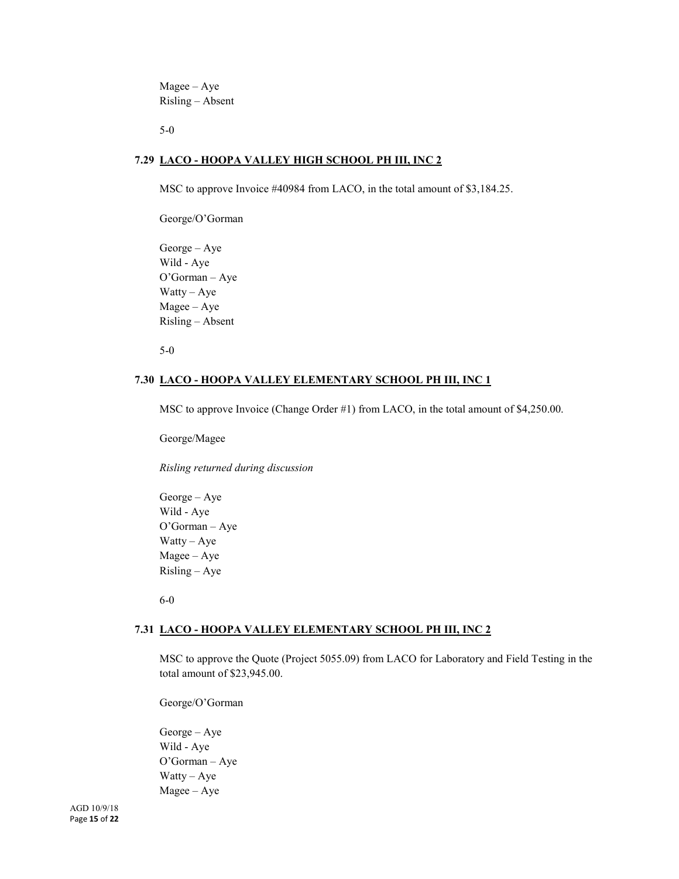Magee – Aye
Risling – Absent

5-0

### 7.29 LACO - HOOPA VALLEY HIGH SCHOOL PH III, INC 2

MSC to approve Invoice #40984 from LACO, in the total amount of $3,184.25.

George/O'Gorman

George – Aye
Wild - Aye
O'Gorman – Aye
Watty – Aye
Magee – Aye
Risling – Absent

5-0

### 7.30 LACO - HOOPA VALLEY ELEMENTARY SCHOOL PH III, INC 1

MSC to approve Invoice (Change Order #1) from LACO, in the total amount of $4,250.00.

George/Magee

*Risling returned during discussion*

George – Aye
Wild - Aye
O'Gorman – Aye
Watty – Aye
Magee – Aye
Risling – Aye

6-0

### 7.31 LACO - HOOPA VALLEY ELEMENTARY SCHOOL PH III, INC 2

MSC to approve the Quote (Project 5055.09) from LACO for Laboratory and Field Testing in the total amount of $23,945.00.

George/O'Gorman

George – Aye
Wild - Aye
O'Gorman – Aye
Watty – Aye
Magee – Aye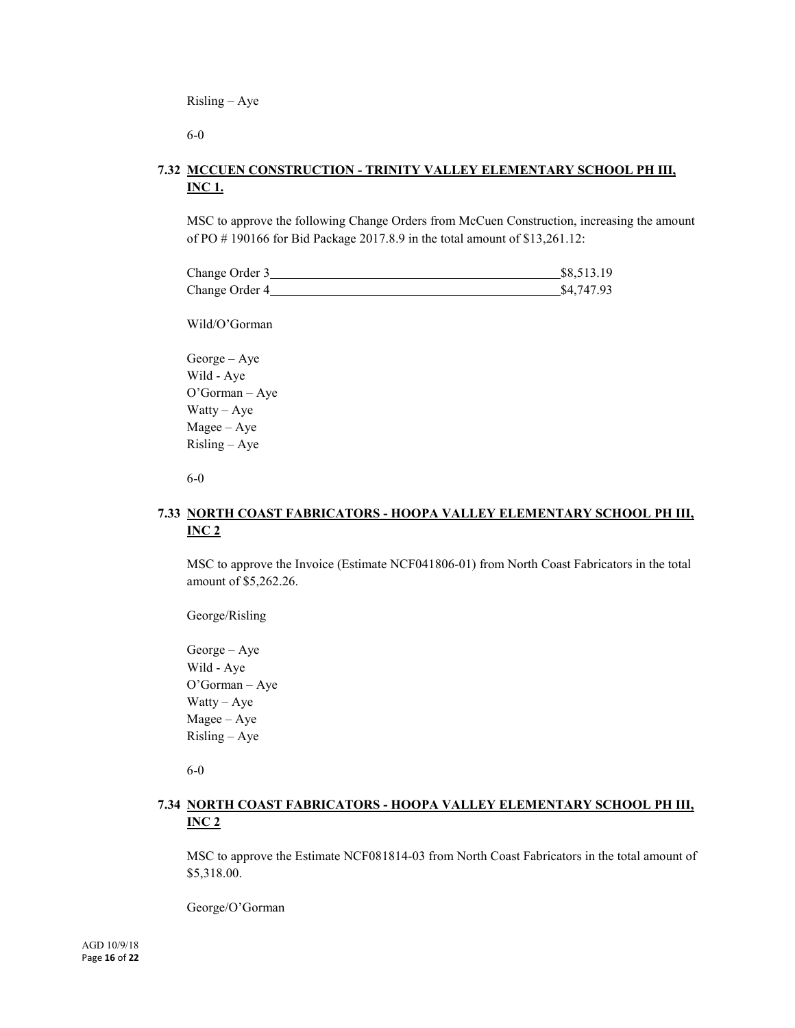Risling – Aye

6-0

### 7.32 MCCUEN CONSTRUCTION - TRINITY VALLEY ELEMENTARY SCHOOL PH III, INC 1.

MSC to approve the following Change Orders from McCuen Construction, increasing the amount of PO # 190166 for Bid Package 2017.8.9 in the total amount of $13,261.12:

| | |
|---|---|
| Change Order 3 | $8,513.19 |
| Change Order 4 | $4,747.93 |

Wild/O'Gorman

George – Aye
Wild - Aye
O'Gorman – Aye
Watty – Aye
Magee – Aye
Risling – Aye

6-0

### 7.33 NORTH COAST FABRICATORS - HOOPA VALLEY ELEMENTARY SCHOOL PH III, INC 2

MSC to approve the Invoice (Estimate NCF041806-01) from North Coast Fabricators in the total amount of $5,262.26.

George/Risling

George – Aye
Wild - Aye
O'Gorman – Aye
Watty – Aye
Magee – Aye
Risling – Aye

6-0

### 7.34 NORTH COAST FABRICATORS - HOOPA VALLEY ELEMENTARY SCHOOL PH III, INC 2

MSC to approve the Estimate NCF081814-03 from North Coast Fabricators in the total amount of $5,318.00.

George/O'Gorman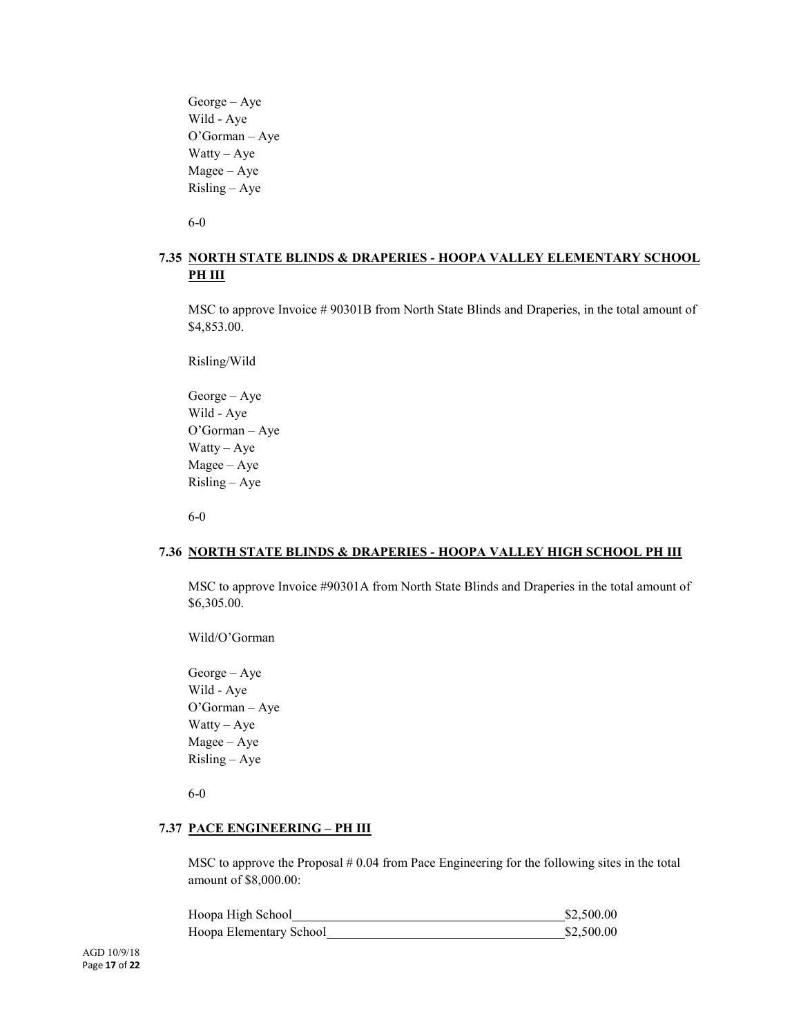George – Aye
Wild - Aye
O'Gorman – Aye
Watty – Aye
Magee – Aye
Risling – Aye

6-0

### 7.35 NORTH STATE BLINDS & DRAPERIES - HOOPA VALLEY ELEMENTARY SCHOOL PH III

MSC to approve Invoice # 90301B from North State Blinds and Draperies, in the total amount of $4,853.00.

Risling/Wild

George – Aye
Wild - Aye
O'Gorman – Aye
Watty – Aye
Magee – Aye
Risling – Aye

6-0

### 7.36 NORTH STATE BLINDS & DRAPERIES - HOOPA VALLEY HIGH SCHOOL PH III

MSC to approve Invoice #90301A from North State Blinds and Draperies in the total amount of $6,305.00.

Wild/O'Gorman

George – Aye
Wild - Aye
O'Gorman – Aye
Watty – Aye
Magee – Aye
Risling – Aye

6-0

### 7.37 PACE ENGINEERING – PH III

MSC to approve the Proposal # 0.04 from Pace Engineering for the following sites in the total amount of $8,000.00:

Hoopa High School ________________________________ $2,500.00
Hoopa Elementary School ___________________________ $2,500.00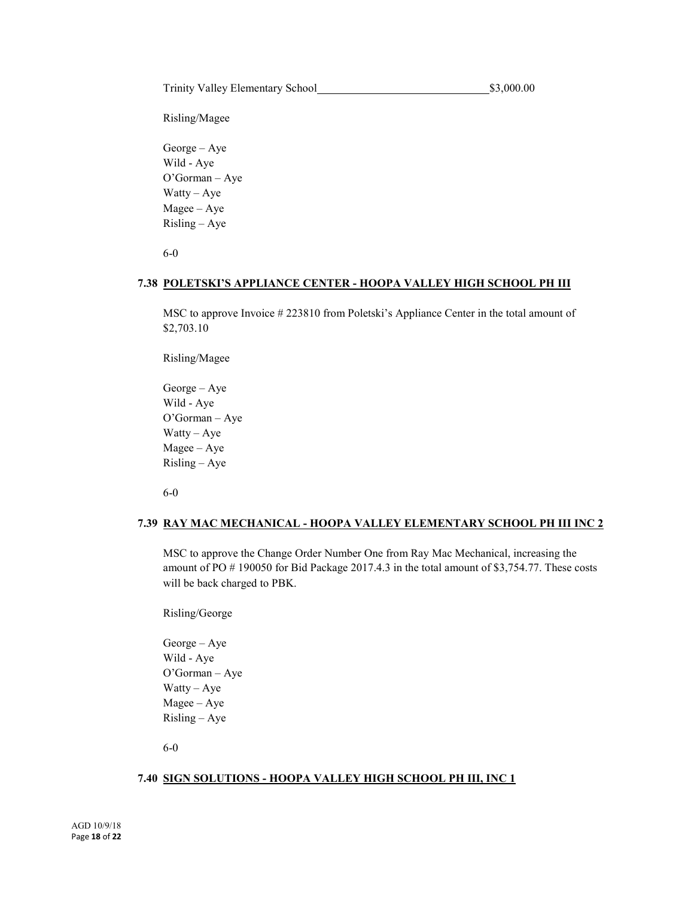Trinity Valley Elementary School______________________________$3,000.00

Risling/Magee

George – Aye
Wild - Aye
O'Gorman – Aye
Watty – Aye
Magee – Aye
Risling – Aye

6-0

### 7.38 POLETSKI'S APPLIANCE CENTER - HOOPA VALLEY HIGH SCHOOL PH III

MSC to approve Invoice # 223810 from Poletski's Appliance Center in the total amount of $2,703.10

Risling/Magee

George – Aye
Wild - Aye
O'Gorman – Aye
Watty – Aye
Magee – Aye
Risling – Aye

6-0

### 7.39 RAY MAC MECHANICAL - HOOPA VALLEY ELEMENTARY SCHOOL PH III INC 2

MSC to approve the Change Order Number One from Ray Mac Mechanical, increasing the amount of PO # 190050 for Bid Package 2017.4.3 in the total amount of $3,754.77. These costs will be back charged to PBK.

Risling/George

George – Aye
Wild - Aye
O'Gorman – Aye
Watty – Aye
Magee – Aye
Risling – Aye

6-0

### 7.40 SIGN SOLUTIONS - HOOPA VALLEY HIGH SCHOOL PH III, INC 1

AGD 10/9/18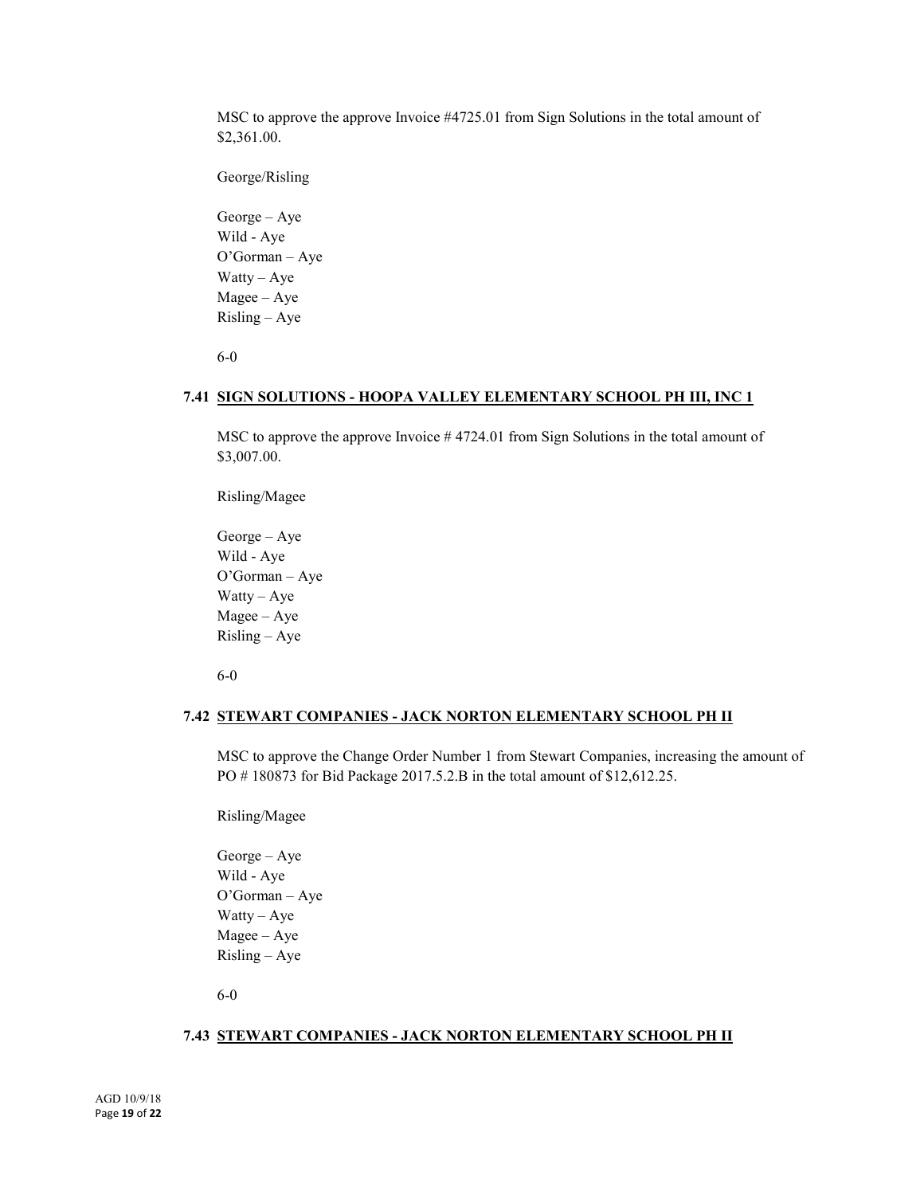MSC to approve the approve Invoice #4725.01 from Sign Solutions in the total amount of $2,361.00.

George/Risling

George – Aye
Wild - Aye
O'Gorman – Aye
Watty – Aye
Magee – Aye
Risling – Aye

6-0

### 7.41 SIGN SOLUTIONS - HOOPA VALLEY ELEMENTARY SCHOOL PH III, INC 1

MSC to approve the approve Invoice # 4724.01 from Sign Solutions in the total amount of $3,007.00.

Risling/Magee

George – Aye
Wild - Aye
O'Gorman – Aye
Watty – Aye
Magee – Aye
Risling – Aye

6-0

### 7.42 STEWART COMPANIES - JACK NORTON ELEMENTARY SCHOOL PH II

MSC to approve the Change Order Number 1 from Stewart Companies, increasing the amount of PO # 180873 for Bid Package 2017.5.2.B in the total amount of $12,612.25.

Risling/Magee

George – Aye
Wild - Aye
O'Gorman – Aye
Watty – Aye
Magee – Aye
Risling – Aye

6-0

### 7.43 STEWART COMPANIES - JACK NORTON ELEMENTARY SCHOOL PH II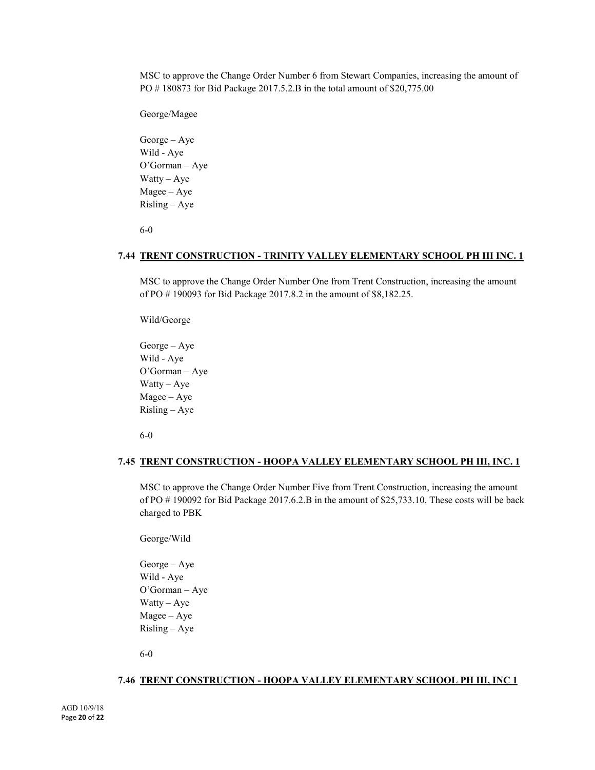MSC to approve the Change Order Number 6 from Stewart Companies, increasing the amount of PO # 180873 for Bid Package 2017.5.2.B in the total amount of $20,775.00

George/Magee

George – Aye
Wild - Aye
O'Gorman – Aye
Watty – Aye
Magee – Aye
Risling – Aye

6-0

### 7.44 TRENT CONSTRUCTION - TRINITY VALLEY ELEMENTARY SCHOOL PH III INC. 1

MSC to approve the Change Order Number One from Trent Construction, increasing the amount of PO # 190093 for Bid Package 2017.8.2 in the amount of $8,182.25.

Wild/George

George – Aye
Wild - Aye
O'Gorman – Aye
Watty – Aye
Magee – Aye
Risling – Aye

6-0

### 7.45 TRENT CONSTRUCTION - HOOPA VALLEY ELEMENTARY SCHOOL PH III, INC. 1

MSC to approve the Change Order Number Five from Trent Construction, increasing the amount of PO # 190092 for Bid Package 2017.6.2.B in the amount of $25,733.10. These costs will be back charged to PBK

George/Wild

George – Aye
Wild - Aye
O'Gorman – Aye
Watty – Aye
Magee – Aye
Risling – Aye

6-0

### 7.46 TRENT CONSTRUCTION - HOOPA VALLEY ELEMENTARY SCHOOL PH III, INC 1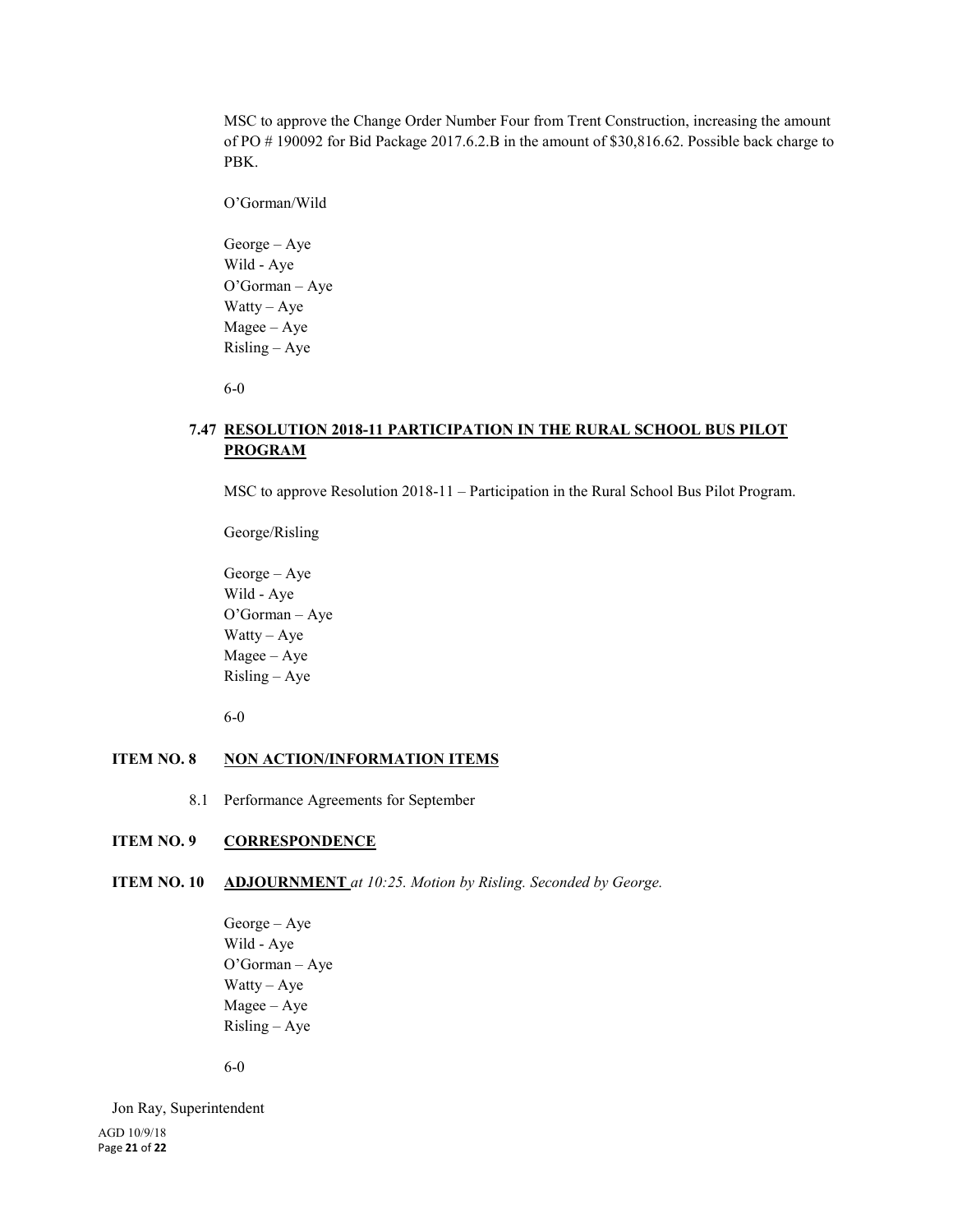MSC to approve the Change Order Number Four from Trent Construction, increasing the amount of PO # 190092 for Bid Package 2017.6.2.B in the amount of $30,816.62. Possible back charge to PBK.

O'Gorman/Wild

George – Aye
Wild - Aye
O'Gorman – Aye
Watty – Aye
Magee – Aye
Risling – Aye

6-0

### 7.47 RESOLUTION 2018-11 PARTICIPATION IN THE RURAL SCHOOL BUS PILOT PROGRAM

MSC to approve Resolution 2018-11 – Participation in the Rural School Bus Pilot Program.

George/Risling

George – Aye
Wild - Aye
O'Gorman – Aye
Watty – Aye
Magee – Aye
Risling – Aye

6-0

## ITEM NO. 8 NON ACTION/INFORMATION ITEMS

8.1 Performance Agreements for September

## ITEM NO. 9 CORRESPONDENCE

## ITEM NO. 10 ADJOURNMENT *at 10:25. Motion by Risling. Seconded by George.*

George – Aye
Wild - Aye
O'Gorman – Aye
Watty – Aye
Magee – Aye
Risling – Aye

6-0

Jon Ray, Superintendent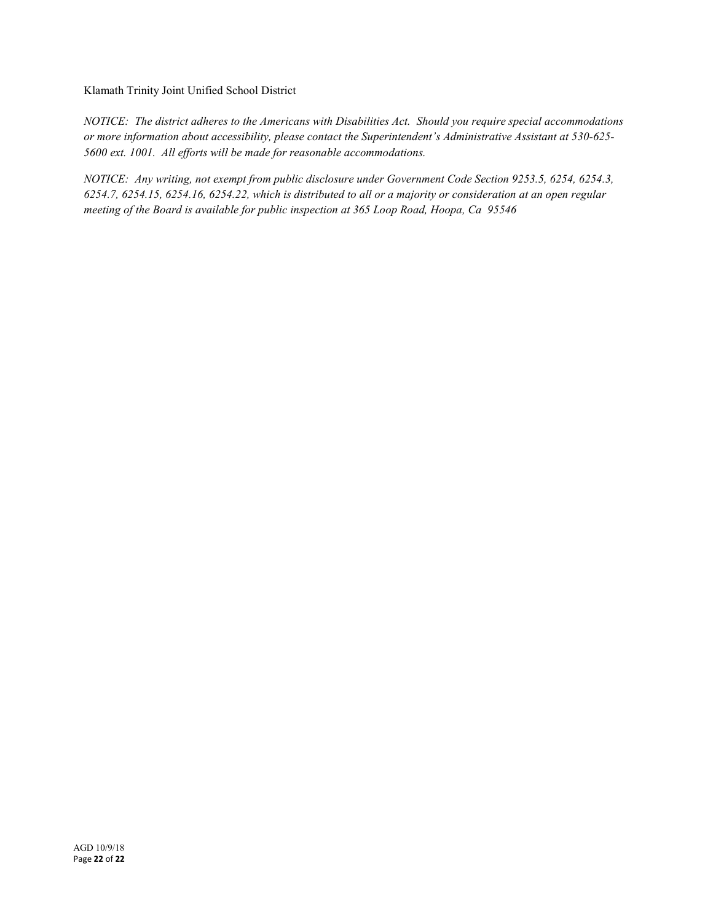Klamath Trinity Joint Unified School District

*NOTICE: The district adheres to the Americans with Disabilities Act. Should you require special accommodations or more information about accessibility, please contact the Superintendent's Administrative Assistant at 530-625-5600 ext. 1001. All efforts will be made for reasonable accommodations.*

*NOTICE: Any writing, not exempt from public disclosure under Government Code Section 9253.5, 6254, 6254.3, 6254.7, 6254.15, 6254.16, 6254.22, which is distributed to all or a majority or consideration at an open regular meeting of the Board is available for public inspection at 365 Loop Road, Hoopa, Ca 95546*